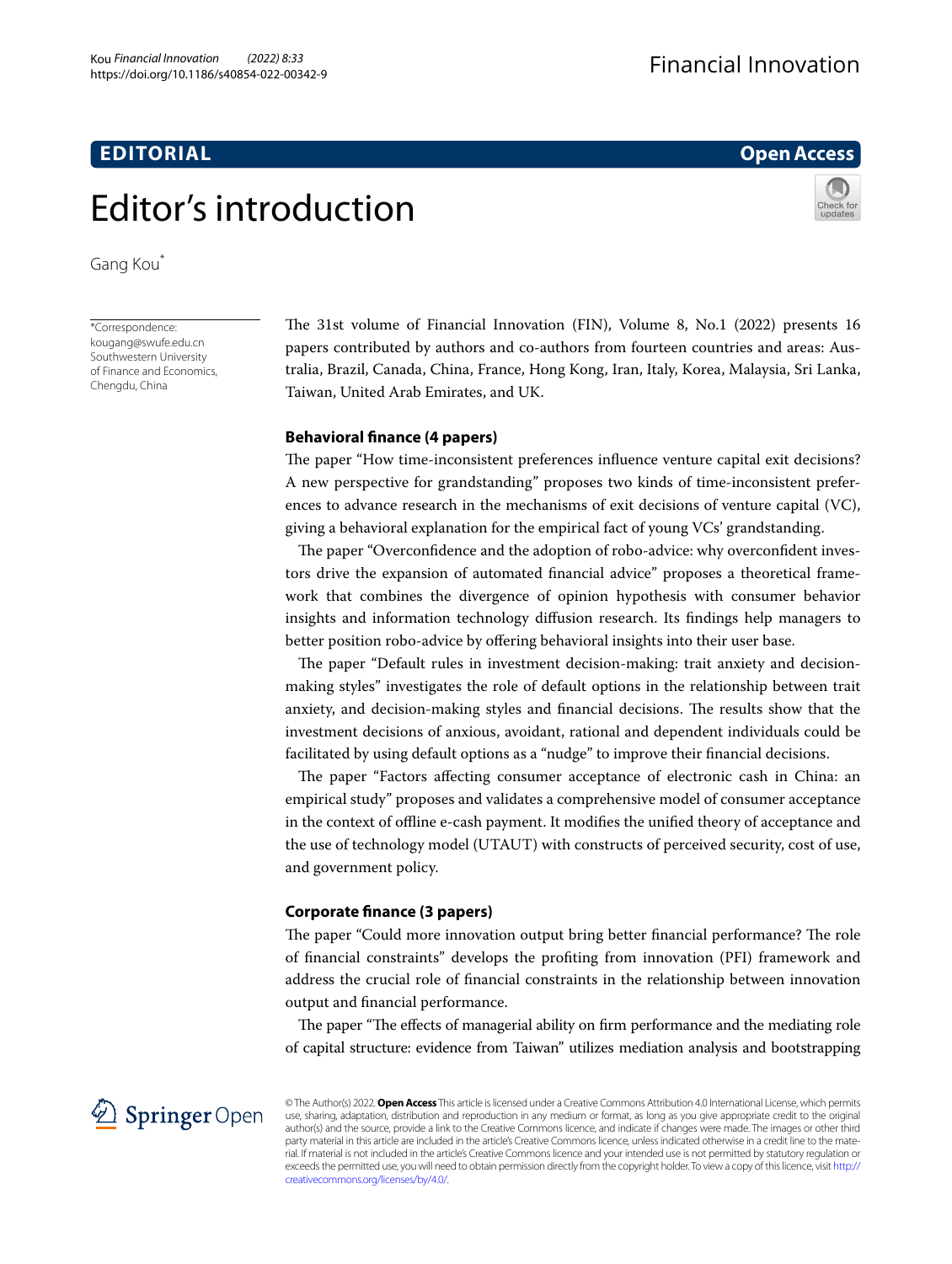## EDITORIAL

**Open Access**

# Editor's introduction

Gang Kou*

*Correspondence: kougang@swufe.edu.cn
Southwestern University of Finance and Economics, Chengdu, China

The 31st volume of Financial Innovation (FIN), Volume 8, No.1 (2022) presents 16 papers contributed by authors and co-authors from fourteen countries and areas: Australia, Brazil, Canada, China, France, Hong Kong, Iran, Italy, Korea, Malaysia, Sri Lanka, Taiwan, United Arab Emirates, and UK.

### Behavioral finance (4 papers)

The paper "How time-inconsistent preferences influence venture capital exit decisions? A new perspective for grandstanding" proposes two kinds of time-inconsistent preferences to advance research in the mechanisms of exit decisions of venture capital (VC), giving a behavioral explanation for the empirical fact of young VCs' grandstanding.

The paper "Overconfidence and the adoption of robo-advice: why overconfident investors drive the expansion of automated financial advice" proposes a theoretical framework that combines the divergence of opinion hypothesis with consumer behavior insights and information technology diffusion research. Its findings help managers to better position robo-advice by offering behavioral insights into their user base.

The paper "Default rules in investment decision-making: trait anxiety and decision-making styles" investigates the role of default options in the relationship between trait anxiety, and decision-making styles and financial decisions. The results show that the investment decisions of anxious, avoidant, rational and dependent individuals could be facilitated by using default options as a "nudge" to improve their financial decisions.

The paper "Factors affecting consumer acceptance of electronic cash in China: an empirical study" proposes and validates a comprehensive model of consumer acceptance in the context of offline e-cash payment. It modifies the unified theory of acceptance and the use of technology model (UTAUT) with constructs of perceived security, cost of use, and government policy.

### Corporate finance (3 papers)

The paper "Could more innovation output bring better financial performance? The role of financial constraints" develops the profiting from innovation (PFI) framework and address the crucial role of financial constraints in the relationship between innovation output and financial performance.

The paper "The effects of managerial ability on firm performance and the mediating role of capital structure: evidence from Taiwan" utilizes mediation analysis and bootstrapping

© The Author(s) 2022. **Open Access** This article is licensed under a Creative Commons Attribution 4.0 International License, which permits use, sharing, adaptation, distribution and reproduction in any medium or format, as long as you give appropriate credit to the original author(s) and the source, provide a link to the Creative Commons licence, and indicate if changes were made. The images or other third party material in this article are included in the article's Creative Commons licence, unless indicated otherwise in a credit line to the material. If material is not included in the article's Creative Commons licence and your intended use is not permitted by statutory regulation or exceeds the permitted use, you will need to obtain permission directly from the copyright holder. To view a copy of this licence, visit http://creativecommons.org/licenses/by/4.0/.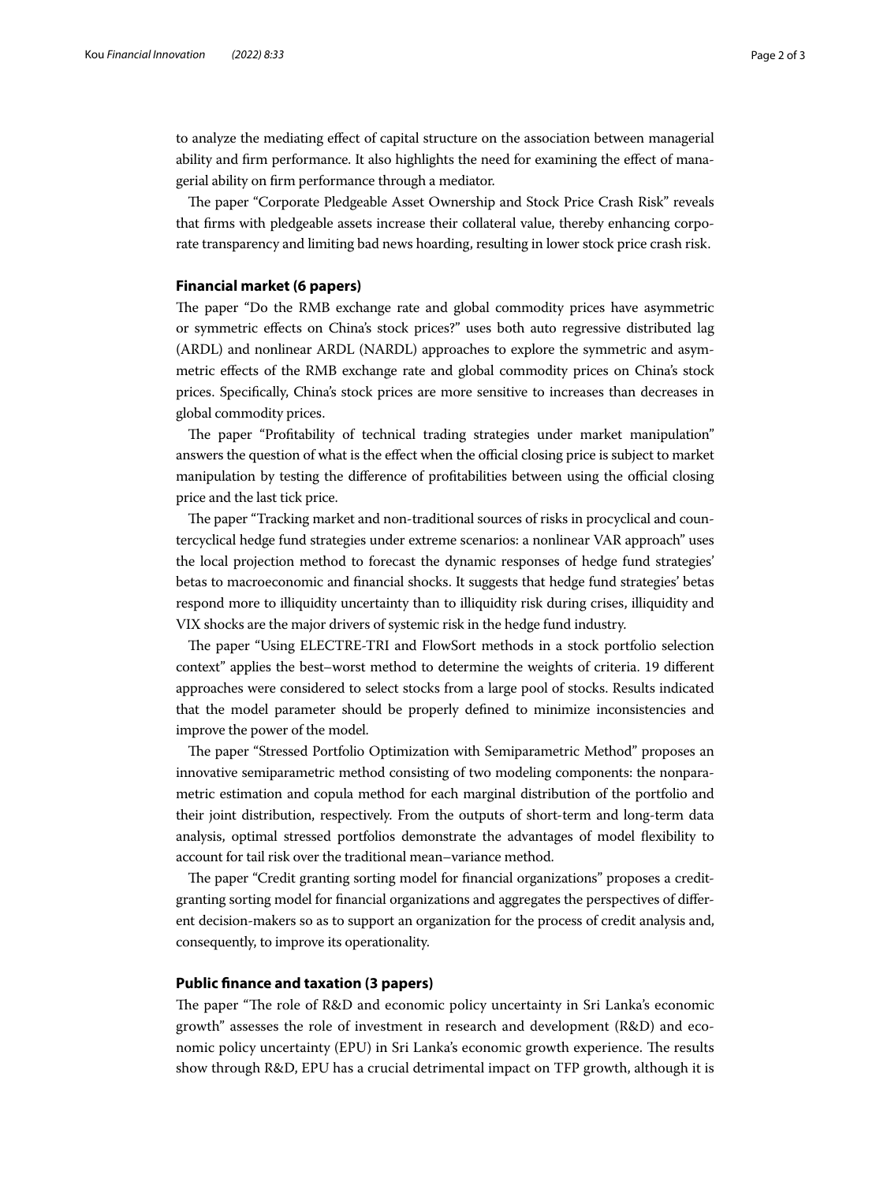to analyze the mediating effect of capital structure on the association between managerial ability and firm performance. It also highlights the need for examining the effect of managerial ability on firm performance through a mediator.

The paper "Corporate Pledgeable Asset Ownership and Stock Price Crash Risk" reveals that firms with pledgeable assets increase their collateral value, thereby enhancing corporate transparency and limiting bad news hoarding, resulting in lower stock price crash risk.

### Financial market (6 papers)

The paper "Do the RMB exchange rate and global commodity prices have asymmetric or symmetric effects on China's stock prices?" uses both auto regressive distributed lag (ARDL) and nonlinear ARDL (NARDL) approaches to explore the symmetric and asymmetric effects of the RMB exchange rate and global commodity prices on China's stock prices. Specifically, China's stock prices are more sensitive to increases than decreases in global commodity prices.

The paper "Profitability of technical trading strategies under market manipulation" answers the question of what is the effect when the official closing price is subject to market manipulation by testing the difference of profitabilities between using the official closing price and the last tick price.

The paper "Tracking market and non-traditional sources of risks in procyclical and countercyclical hedge fund strategies under extreme scenarios: a nonlinear VAR approach" uses the local projection method to forecast the dynamic responses of hedge fund strategies' betas to macroeconomic and financial shocks. It suggests that hedge fund strategies' betas respond more to illiquidity uncertainty than to illiquidity risk during crises, illiquidity and VIX shocks are the major drivers of systemic risk in the hedge fund industry.

The paper "Using ELECTRE-TRI and FlowSort methods in a stock portfolio selection context" applies the best–worst method to determine the weights of criteria. 19 different approaches were considered to select stocks from a large pool of stocks. Results indicated that the model parameter should be properly defined to minimize inconsistencies and improve the power of the model.

The paper "Stressed Portfolio Optimization with Semiparametric Method" proposes an innovative semiparametric method consisting of two modeling components: the nonparametric estimation and copula method for each marginal distribution of the portfolio and their joint distribution, respectively. From the outputs of short-term and long-term data analysis, optimal stressed portfolios demonstrate the advantages of model flexibility to account for tail risk over the traditional mean–variance method.

The paper "Credit granting sorting model for financial organizations" proposes a credit-granting sorting model for financial organizations and aggregates the perspectives of different decision-makers so as to support an organization for the process of credit analysis and, consequently, to improve its operationality.

### Public finance and taxation (3 papers)

The paper "The role of R&D and economic policy uncertainty in Sri Lanka's economic growth" assesses the role of investment in research and development (R&D) and economic policy uncertainty (EPU) in Sri Lanka's economic growth experience. The results show through R&D, EPU has a crucial detrimental impact on TFP growth, although it is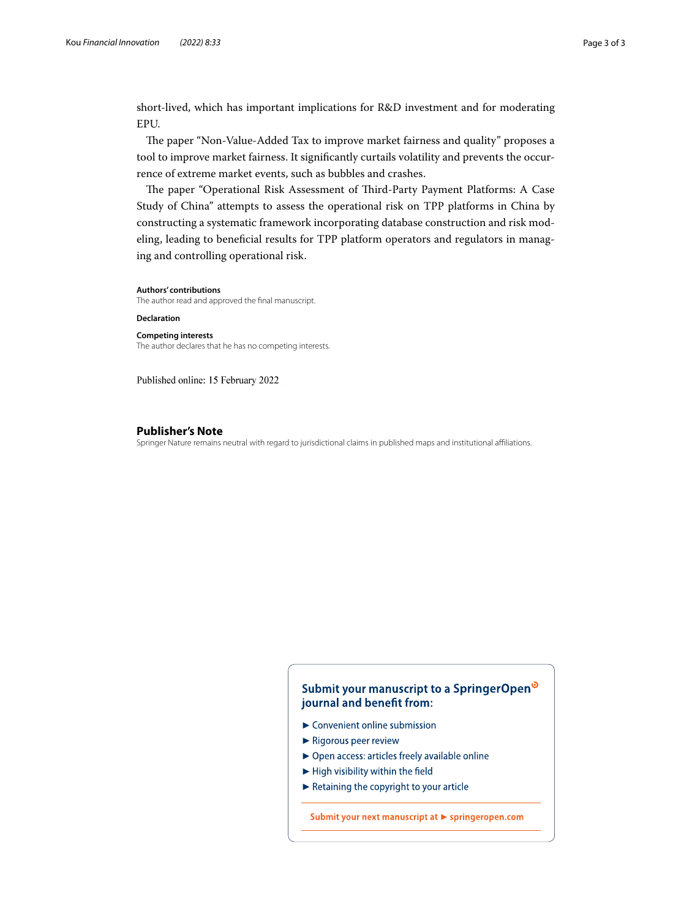short-lived, which has important implications for R&D investment and for moderating EPU.

The paper "Non-Value-Added Tax to improve market fairness and quality" proposes a tool to improve market fairness. It significantly curtails volatility and prevents the occurrence of extreme market events, such as bubbles and crashes.

The paper "Operational Risk Assessment of Third-Party Payment Platforms: A Case Study of China" attempts to assess the operational risk on TPP platforms in China by constructing a systematic framework incorporating database construction and risk modeling, leading to beneficial results for TPP platform operators and regulators in managing and controlling operational risk.

**Authors' contributions**
The author read and approved the final manuscript.

**Declaration**

**Competing interests**
The author declares that he has no competing interests.

Published online: 15 February 2022

## Publisher's Note

Springer Nature remains neutral with regard to jurisdictional claims in published maps and institutional affiliations.

**Submit your manuscript to a SpringerOpen journal and benefit from:**

- ► Convenient online submission
- ► Rigorous peer review
- ► Open access: articles freely available online
- ► High visibility within the field
- ► Retaining the copyright to your article

**Submit your next manuscript at ► springeropen.com**